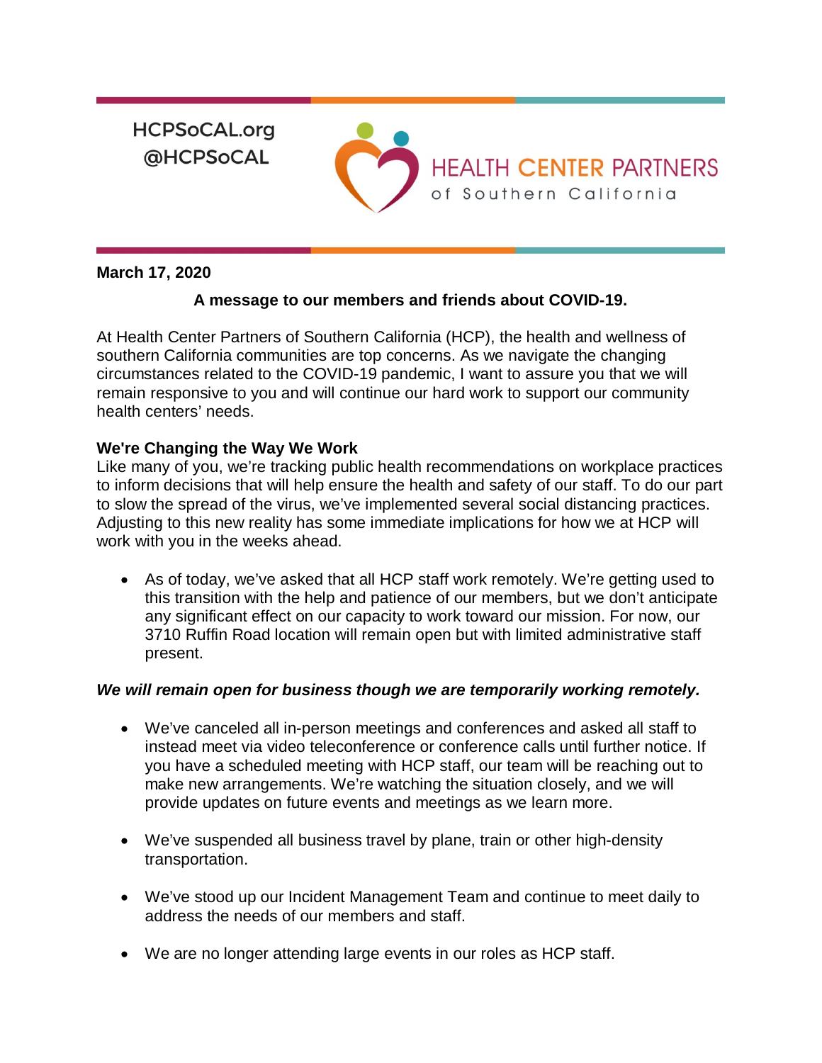HCPSoCAL.org
@HCPSoCAL

HEALTH CENTER PARTNERS
of Southern California

**March 17, 2020**

**A message to our members and friends about COVID-19.**

At Health Center Partners of Southern California (HCP), the health and wellness of southern California communities are top concerns. As we navigate the changing circumstances related to the COVID-19 pandemic, I want to assure you that we will remain responsive to you and will continue our hard work to support our community health centers' needs.

**We're Changing the Way We Work**

Like many of you, we're tracking public health recommendations on workplace practices to inform decisions that will help ensure the health and safety of our staff. To do our part to slow the spread of the virus, we've implemented several social distancing practices. Adjusting to this new reality has some immediate implications for how we at HCP will work with you in the weeks ahead.

- As of today, we've asked that all HCP staff work remotely. We're getting used to this transition with the help and patience of our members, but we don't anticipate any significant effect on our capacity to work toward our mission. For now, our 3710 Ruffin Road location will remain open but with limited administrative staff present.

***We will remain open for business though we are temporarily working remotely.***

- We've canceled all in-person meetings and conferences and asked all staff to instead meet via video teleconference or conference calls until further notice. If you have a scheduled meeting with HCP staff, our team will be reaching out to make new arrangements. We're watching the situation closely, and we will provide updates on future events and meetings as we learn more.

- We've suspended all business travel by plane, train or other high-density transportation.

- We've stood up our Incident Management Team and continue to meet daily to address the needs of our members and staff.

- We are no longer attending large events in our roles as HCP staff.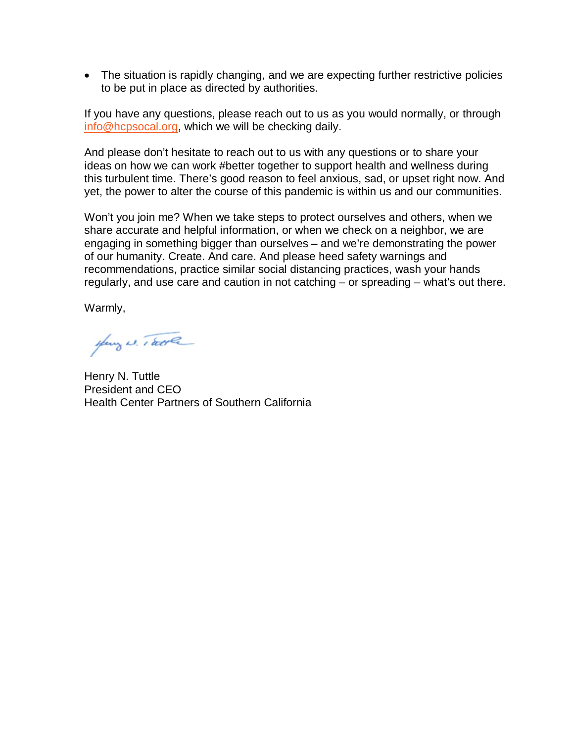- The situation is rapidly changing, and we are expecting further restrictive policies to be put in place as directed by authorities.

If you have any questions, please reach out to us as you would normally, or through info@hcpsocal.org, which we will be checking daily.

And please don't hesitate to reach out to us with any questions or to share your ideas on how we can work #better together to support health and wellness during this turbulent time. There's good reason to feel anxious, sad, or upset right now. And yet, the power to alter the course of this pandemic is within us and our communities.

Won't you join me? When we take steps to protect ourselves and others, when we share accurate and helpful information, or when we check on a neighbor, we are engaging in something bigger than ourselves – and we're demonstrating the power of our humanity. Create. And care. And please heed safety warnings and recommendations, practice similar social distancing practices, wash your hands regularly, and use care and caution in not catching – or spreading – what's out there.

Warmly,

Henry N. Tuttle
President and CEO
Health Center Partners of Southern California